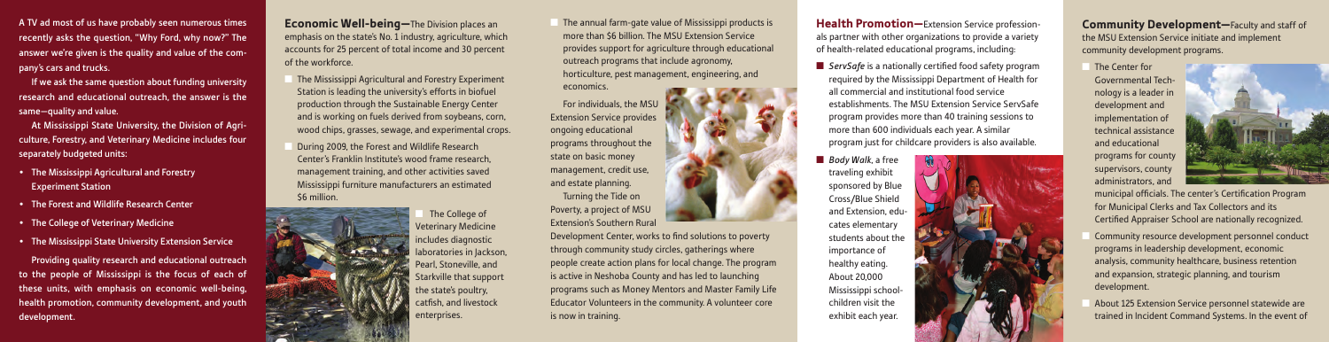A TV ad most of us have probably seen numerous times recently asks the question, "Why Ford, why now?" The answer we're given is the quality and value of the company's cars and trucks.

If we ask the same question about funding university research and educational outreach, the answer is the same—quality and value.

At Mississippi State University, the Division of Agriculture, Forestry, and Veterinary Medicine includes four separately budgeted units:

- The Mississippi Agricultural and Forestry Experiment Station
- The Forest and Wildlife Research Center
- The College of Veterinary Medicine
- The Mississippi State University Extension Service

Providing quality research and educational outreach to the people of Mississippi is the focus of each of these units, with emphasis on economic well-being, health promotion, community development, and youth development.

**Economic Well-being—**The Division places an emphasis on the state's No. 1 industry, agriculture, which accounts for 25 percent of total income and 30 percent of the workforce.

- The Mississippi Agricultural and Forestry Experiment Station is leading the university's efforts in biofuel production through the Sustainable Energy Center and is working on fuels derived from soybeans, corn, wood chips, grasses, sewage, and experimental crops.
- During 2009, the Forest and Wildlife Research Center's Franklin Institute's wood frame research, management training, and other activities saved Mississippi furniture manufacturers an estimated $6 million.
- The College of Veterinary Medicine includes diagnostic laboratories in Jackson, Pearl, Stoneville, and Starkville that support the state's poultry, catfish, and livestock enterprises.
- The annual farm-gate value of Mississippi products is more than $6 billion. The MSU Extension Service provides support for agriculture through educational outreach programs that include agronomy, horticulture, pest management, engineering, and economics.

For individuals, the MSU Extension Service provides ongoing educational programs throughout the state on basic money management, credit use, and estate planning.

Turning the Tide on Poverty, a project of MSU Extension's Southern Rural Development Center, works to find solutions to poverty through community study circles, gatherings where people create action plans for local change. The program is active in Neshoba County and has led to launching programs such as Money Mentors and Master Family Life Educator Volunteers in the community. A volunteer core is now in training.

**Health Promotion—**Extension Service professionals partner with other organizations to provide a variety of health-related educational programs, including:

- *ServSafe* is a nationally certified food safety program required by the Mississippi Department of Health for all commercial and institutional food service establishments. The MSU Extension Service ServSafe program provides more than 40 training sessions to more than 600 individuals each year. A similar program just for childcare providers is also available.
- *Body Walk*, a free traveling exhibit sponsored by Blue Cross/Blue Shield and Extension, educates elementary students about the importance of healthy eating. About 20,000 Mississippi schoolchildren visit the exhibit each year.

**Community Development—**Faculty and staff of the MSU Extension Service initiate and implement community development programs.

- The Center for Governmental Technology is a leader in development and implementation of technical assistance and educational programs for county supervisors, county administrators, and municipal officials. The center's Certification Program for Municipal Clerks and Tax Collectors and its Certified Appraiser School are nationally recognized.
- Community resource development personnel conduct programs in leadership development, economic analysis, community healthcare, business retention and expansion, strategic planning, and tourism development.
- About 125 Extension Service personnel statewide are trained in Incident Command Systems. In the event of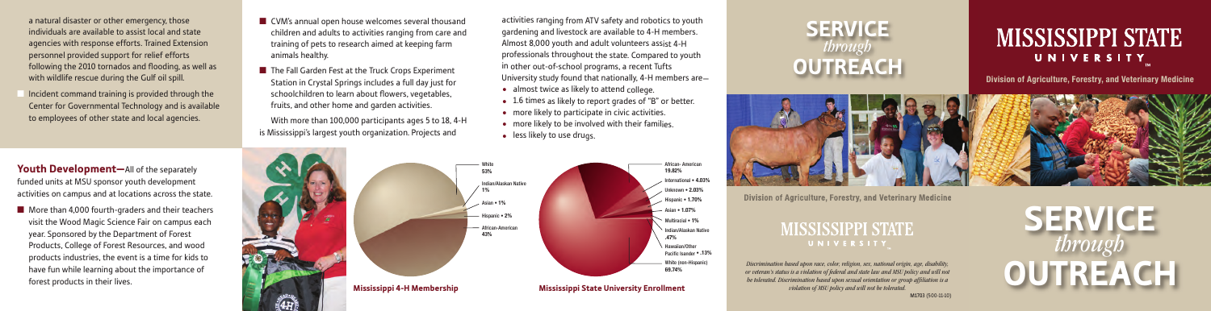a natural disaster or other emergency, those individuals are available to assist local and state agencies with response efforts. Trained Extension personnel provided support for relief efforts following the 2010 tornados and flooding, as well as with wildlife rescue during the Gulf oil spill.

- Incident command training is provided through the Center for Governmental Technology and is available to employees of other state and local agencies.

**Youth Development—**All of the separately funded units at MSU sponsor youth development activities on campus and at locations across the state.

- More than 4,000 fourth-graders and their teachers visit the Wood Magic Science Fair on campus each year. Sponsored by the Department of Forest Products, College of Forest Resources, and wood products industries, the event is a time for kids to have fun while learning about the importance of forest products in their lives.
- CVM's annual open house welcomes several thousand children and adults to activities ranging from care and training of pets to research aimed at keeping farm animals healthy.
- The Fall Garden Fest at the Truck Crops Experiment Station in Crystal Springs includes a full day just for schoolchildren to learn about flowers, vegetables, fruits, and other home and garden activities.

With more than 100,000 participants ages 5 to 18, 4-H is Mississippi's largest youth organization. Projects and activities ranging from ATV safety and robotics to youth gardening and livestock are available to 4-H members. Almost 8,000 youth and adult volunteers assist 4-H professionals throughout the state. Compared to youth in other out-of-school programs, a recent Tufts University study found that nationally, 4-H members are—

- almost twice as likely to attend college.
- 1.6 times as likely to report grades of "B" or better.
- more likely to participate in civic activities.
- more likely to be involved with their families.
- less likely to use drugs.

White
53%
Indian/Alaskan Native
1%
Asian • 1%
Hispanic • 2%
African-American
43%

**Mississippi 4-H Membership**

African-American
19.82%
International • 4.03%
Unknown • 2.03%
Hispanic • 1.70%
Asian • 1.07%
Multiracial • 1%
Indian/Alaskan Native
.47%
Hawaiian/Other Pacific Isander • .13%
White (non-Hispanic)
69.74%

**Mississippi State University Enrollment**

# SERVICE *through* OUTREACH

**MISSISSIPPI STATE UNIVERSITY**

**Division of Agriculture, Forestry, and Veterinary Medicine**

**Division of Agriculture, Forestry, and Veterinary Medicine**

**MISSISSIPPI STATE UNIVERSITY**

*Discrimination based upon race, color, religion, sex, national origin, age, disability, or veteran's status is a violation of federal and state law and MSU policy and will not be tolerated. Discrimination based upon sexual orientation or group affiliation is a violation of MSU policy and will not be tolerated.*

M1703 (500-11-10)

# SERVICE *through* OUTREACH